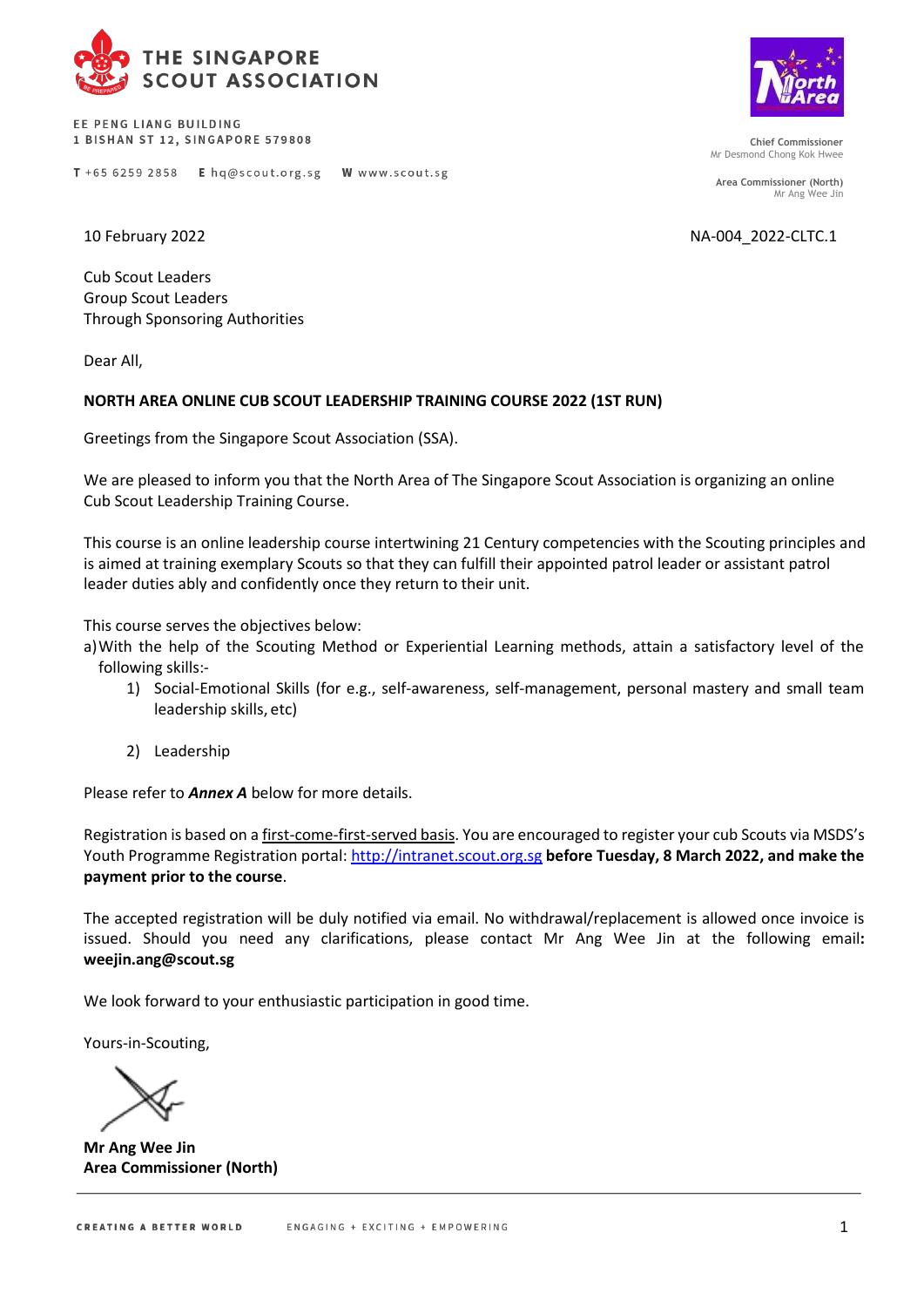THE SINGAPORE SCOUT ASSOCIATION

EE PENG LIANG BUILDING
1 BISHAN ST 12, SINGAPORE 579808

T +65 6259 2858   E hq@scout.org.sg   W www.scout.sg

Chief Commissioner
Mr Desmond Chong Kok Hwee

Area Commissioner (North)
Mr Ang Wee Jin

10 February 2022

NA-004_2022-CLTC.1

Cub Scout Leaders
Group Scout Leaders
Through Sponsoring Authorities

Dear All,

**NORTH AREA ONLINE CUB SCOUT LEADERSHIP TRAINING COURSE 2022 (1ST RUN)**

Greetings from the Singapore Scout Association (SSA).

We are pleased to inform you that the North Area of The Singapore Scout Association is organizing an online Cub Scout Leadership Training Course.

This course is an online leadership course intertwining 21 Century competencies with the Scouting principles and is aimed at training exemplary Scouts so that they can fulfill their appointed patrol leader or assistant patrol leader duties ably and confidently once they return to their unit.

This course serves the objectives below:

a) With the help of the Scouting Method or Experiential Learning methods, attain a satisfactory level of the following skills:-
   1) Social-Emotional Skills (for e.g., self-awareness, self-management, personal mastery and small team leadership skills, etc)
   2) Leadership

Please refer to ***Annex A*** below for more details.

Registration is based on a first-come-first-served basis. You are encouraged to register your cub Scouts via MSDS's Youth Programme Registration portal: http://intranet.scout.org.sg **before Tuesday, 8 March 2022, and make the payment prior to the course**.

The accepted registration will be duly notified via email. No withdrawal/replacement is allowed once invoice is issued. Should you need any clarifications, please contact Mr Ang Wee Jin at the following email**:** **weejin.ang@scout.sg**

We look forward to your enthusiastic participation in good time.

Yours-in-Scouting,

**Mr Ang Wee Jin**
**Area Commissioner (North)**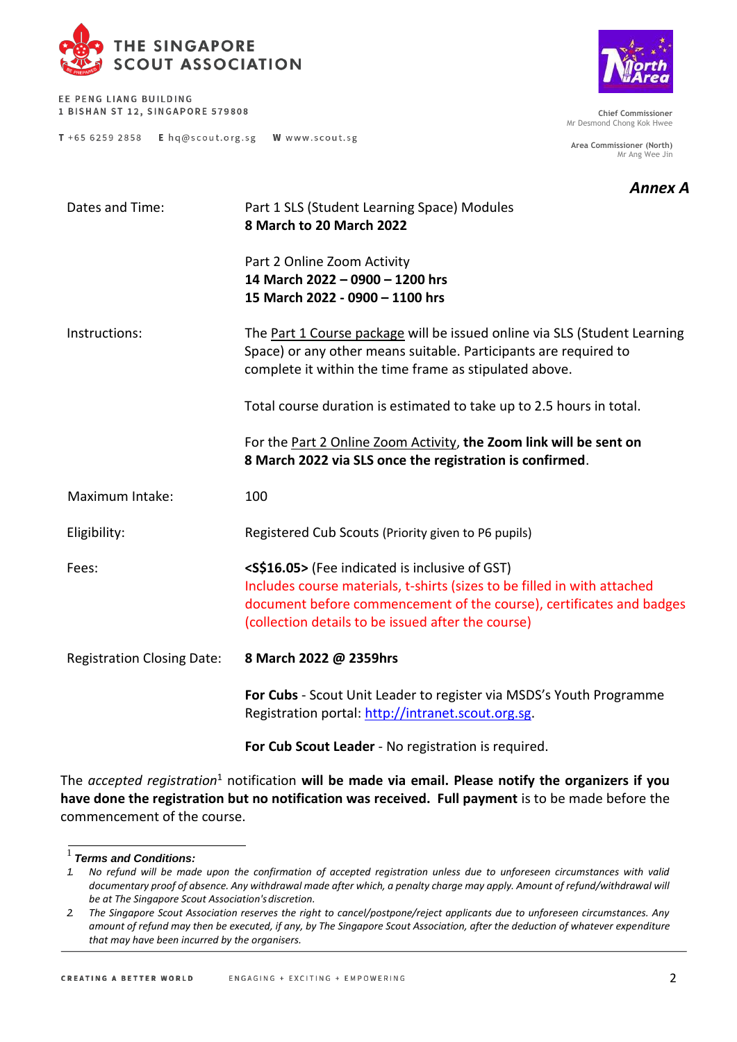# THE SINGAPORE SCOUT ASSOCIATION

EE PENG LIANG BUILDING
1 BISHAN ST 12, SINGAPORE 579808

T +65 6259 2858    E hq@scout.org.sg    W www.scout.sg

Chief Commissioner
Mr Desmond Chong Kok Hwee

Area Commissioner (North)
Mr Ang Wee Jin

***Annex A***

| | |
|---|---|
| Dates and Time: | Part 1 SLS (Student Learning Space) Modules<br>**8 March to 20 March 2022**<br><br>Part 2 Online Zoom Activity<br>**14 March 2022 – 0900 – 1200 hrs**<br>**15 March 2022 - 0900 – 1100 hrs** |
| Instructions: | The Part 1 Course package will be issued online via SLS (Student Learning Space) or any other means suitable. Participants are required to complete it within the time frame as stipulated above.<br><br>Total course duration is estimated to take up to 2.5 hours in total.<br><br>For the Part 2 Online Zoom Activity, **the Zoom link will be sent on 8 March 2022 via SLS once the registration is confirmed**. |
| Maximum Intake: | 100 |
| Eligibility: | Registered Cub Scouts (Priority given to P6 pupils) |
| Fees: | **<S$16.05>** (Fee indicated is inclusive of GST)<br>Includes course materials, t-shirts (sizes to be filled in with attached document before commencement of the course), certificates and badges (collection details to be issued after the course) |
| Registration Closing Date: | **8 March 2022 @ 2359hrs**<br><br>**For Cubs** - Scout Unit Leader to register via MSDS's Youth Programme Registration portal: http://intranet.scout.org.sg.<br><br>**For Cub Scout Leader** - No registration is required. |

The *accepted registration*[1] notification **will be made via email. Please notify the organizers if you have done the registration but no notification was received. Full payment** is to be made before the commencement of the course.

---

[1] ***Terms and Conditions:***

1. *No refund will be made upon the confirmation of accepted registration unless due to unforeseen circumstances with valid documentary proof of absence. Any withdrawal made after which, a penalty charge may apply. Amount of refund/withdrawal will be at The Singapore Scout Association's discretion.*
2. *The Singapore Scout Association reserves the right to cancel/postpone/reject applicants due to unforeseen circumstances. Any amount of refund may then be executed, if any, by The Singapore Scout Association, after the deduction of whatever expenditure that may have been incurred by the organisers.*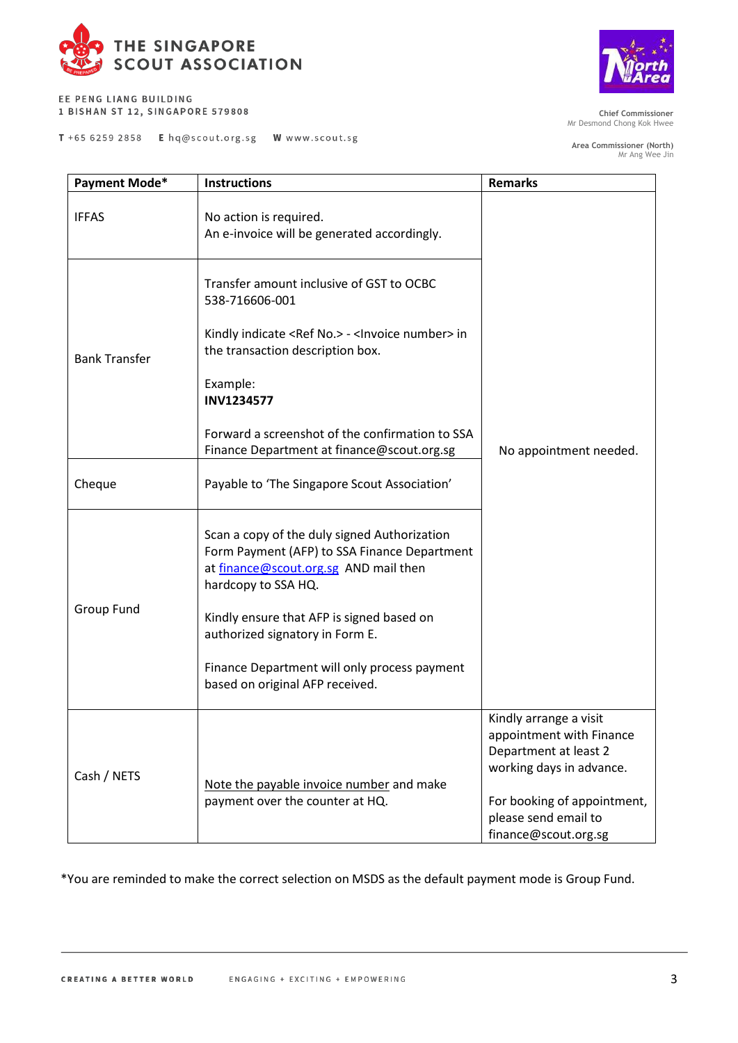THE SINGAPORE SCOUT ASSOCIATION

EE PENG LIANG BUILDING
1 BISHAN ST 12, SINGAPORE 579808

T +65 6259 2858   E hq@scout.org.sg   W www.scout.sg

Chief Commissioner
Mr Desmond Chong Kok Hwee

Area Commissioner (North)
Mr Ang Wee Jin

| Payment Mode* | Instructions | Remarks |
|---|---|---|
| IFFAS | No action is required.<br>An e-invoice will be generated accordingly. | No appointment needed. |
| Bank Transfer | Transfer amount inclusive of GST to OCBC 538-716606-001<br><br>Kindly indicate <Ref No.> - <Invoice number> in the transaction description box.<br><br>Example:<br>**INV1234577**<br><br>Forward a screenshot of the confirmation to SSA Finance Department at finance@scout.org.sg | |
| Cheque | Payable to 'The Singapore Scout Association' | |
| Group Fund | Scan a copy of the duly signed Authorization Form Payment (AFP) to SSA Finance Department at finance@scout.org.sg AND mail then hardcopy to SSA HQ.<br><br>Kindly ensure that AFP is signed based on authorized signatory in Form E.<br><br>Finance Department will only process payment based on original AFP received. | |
| Cash / NETS | Note the payable invoice number and make payment over the counter at HQ. | Kindly arrange a visit appointment with Finance Department at least 2 working days in advance.<br><br>For booking of appointment, please send email to finance@scout.org.sg |

*You are reminded to make the correct selection on MSDS as the default payment mode is Group Fund.

CREATING A BETTER WORLD   ENGAGING + EXCITING + EMPOWERING